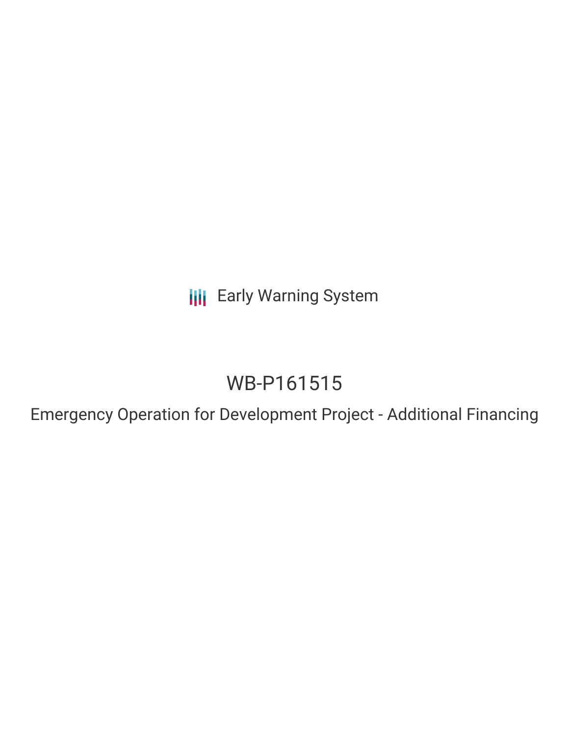Early Warning System

# WB-P161515

## Emergency Operation for Development Project - Additional Financing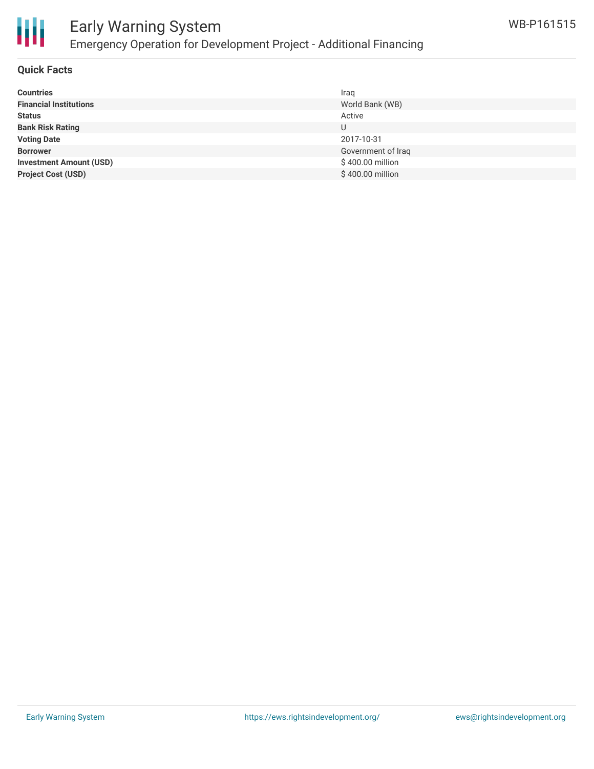# Early Warning System

## Emergency Operation for Development Project - Additional Financing

WB-P161515

### Quick Facts

| | |
|---|---|
| **Countries** | Iraq |
| **Financial Institutions** | World Bank (WB) |
| **Status** | Active |
| **Bank Risk Rating** | U |
| **Voting Date** | 2017-10-31 |
| **Borrower** | Government of Iraq |
| **Investment Amount (USD)** | $ 400.00 million |
| **Project Cost (USD)** | $ 400.00 million |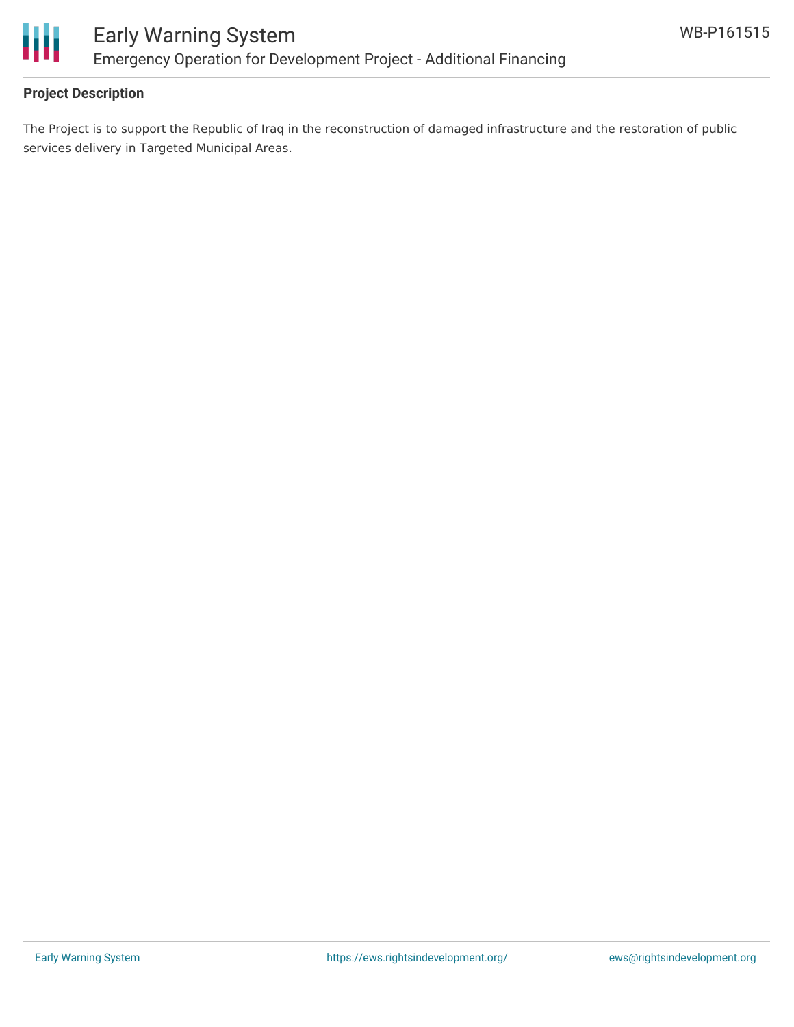**Project Description**

The Project is to support the Republic of Iraq in the reconstruction of damaged infrastructure and the restoration of public services delivery in Targeted Municipal Areas.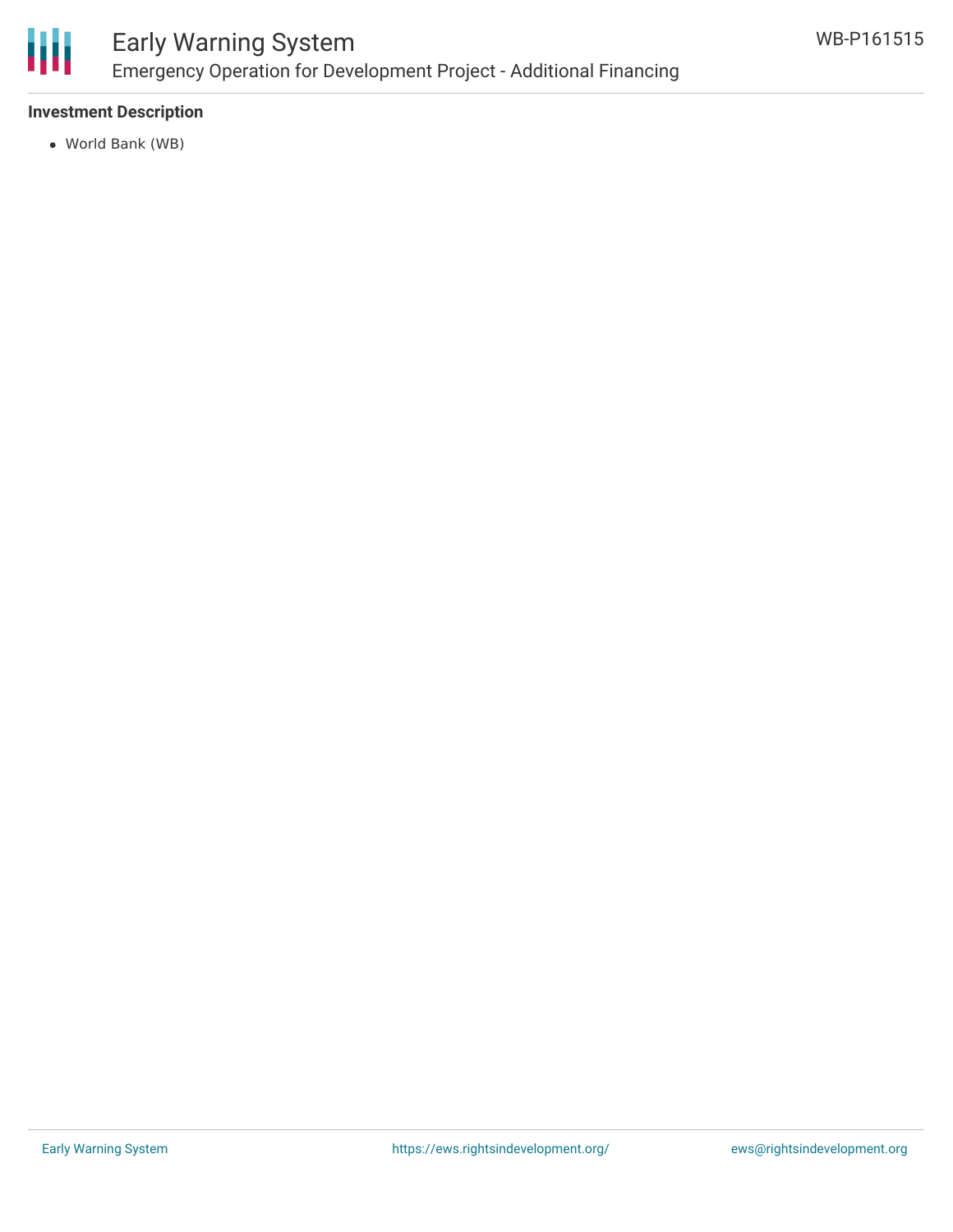**Investment Description**

- World Bank (WB)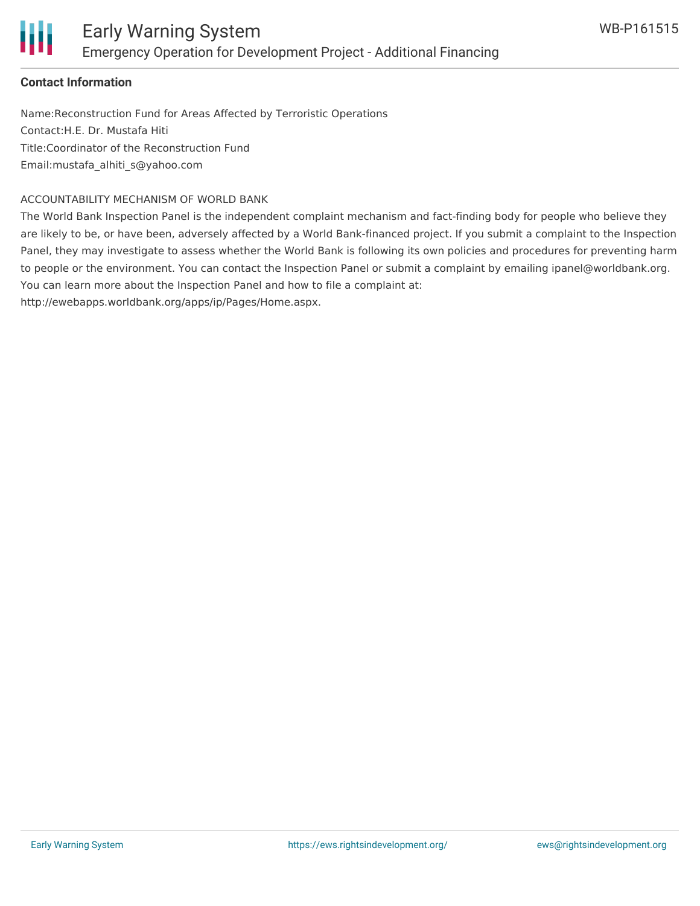**Contact Information**

Name:Reconstruction Fund for Areas Affected by Terroristic Operations
Contact:H.E. Dr. Mustafa Hiti
Title:Coordinator of the Reconstruction Fund
Email:mustafa_alhiti_s@yahoo.com

ACCOUNTABILITY MECHANISM OF WORLD BANK

The World Bank Inspection Panel is the independent complaint mechanism and fact-finding body for people who believe they are likely to be, or have been, adversely affected by a World Bank-financed project. If you submit a complaint to the Inspection Panel, they may investigate to assess whether the World Bank is following its own policies and procedures for preventing harm to people or the environment. You can contact the Inspection Panel or submit a complaint by emailing ipanel@worldbank.org. You can learn more about the Inspection Panel and how to file a complaint at: http://ewebapps.worldbank.org/apps/ip/Pages/Home.aspx.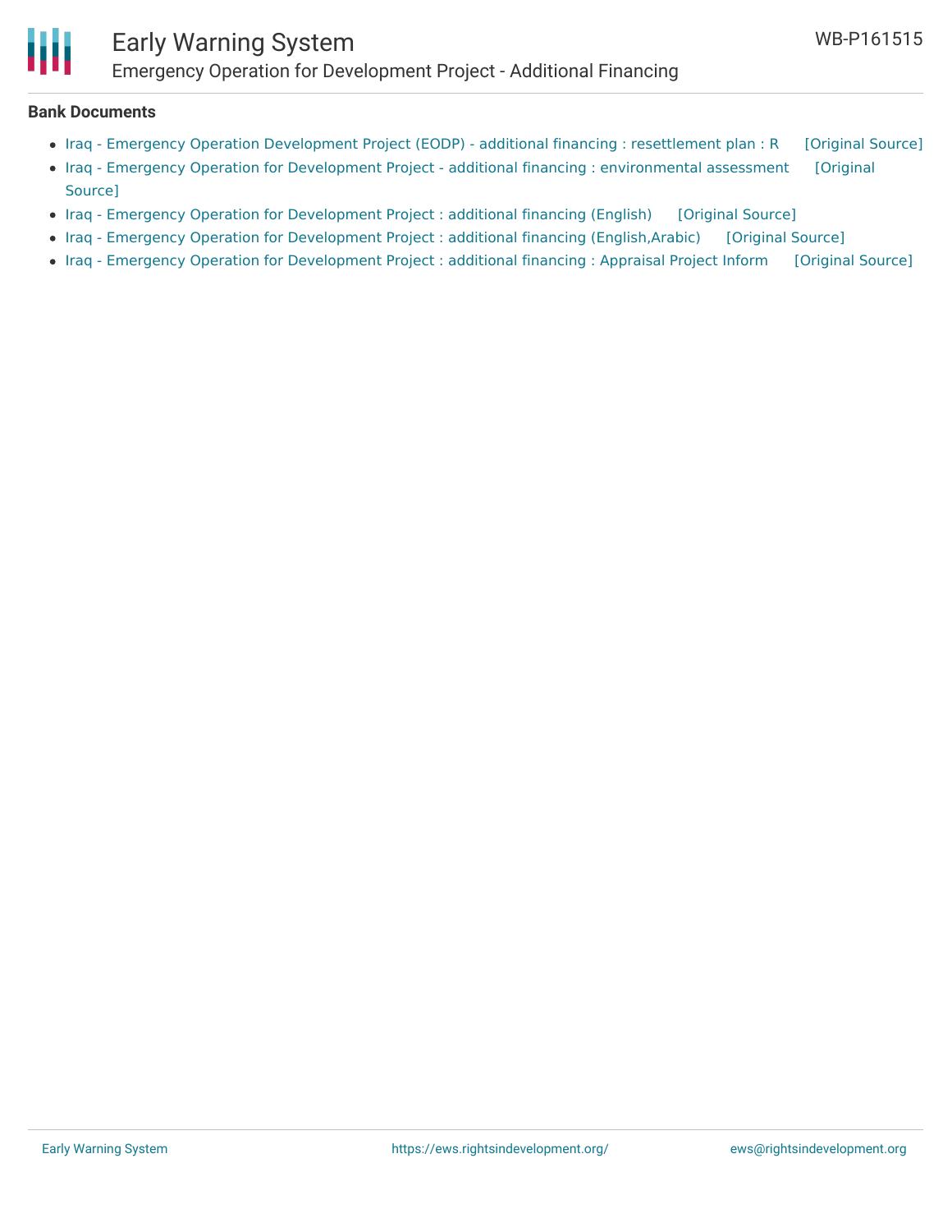## Bank Documents

- Iraq - Emergency Operation Development Project (EODP) - additional financing : resettlement plan : R [Original Source]
- Iraq - Emergency Operation for Development Project - additional financing : environmental assessment [Original Source]
- Iraq - Emergency Operation for Development Project : additional financing (English) [Original Source]
- Iraq - Emergency Operation for Development Project : additional financing (English,Arabic) [Original Source]
- Iraq - Emergency Operation for Development Project : additional financing : Appraisal Project Inform [Original Source]